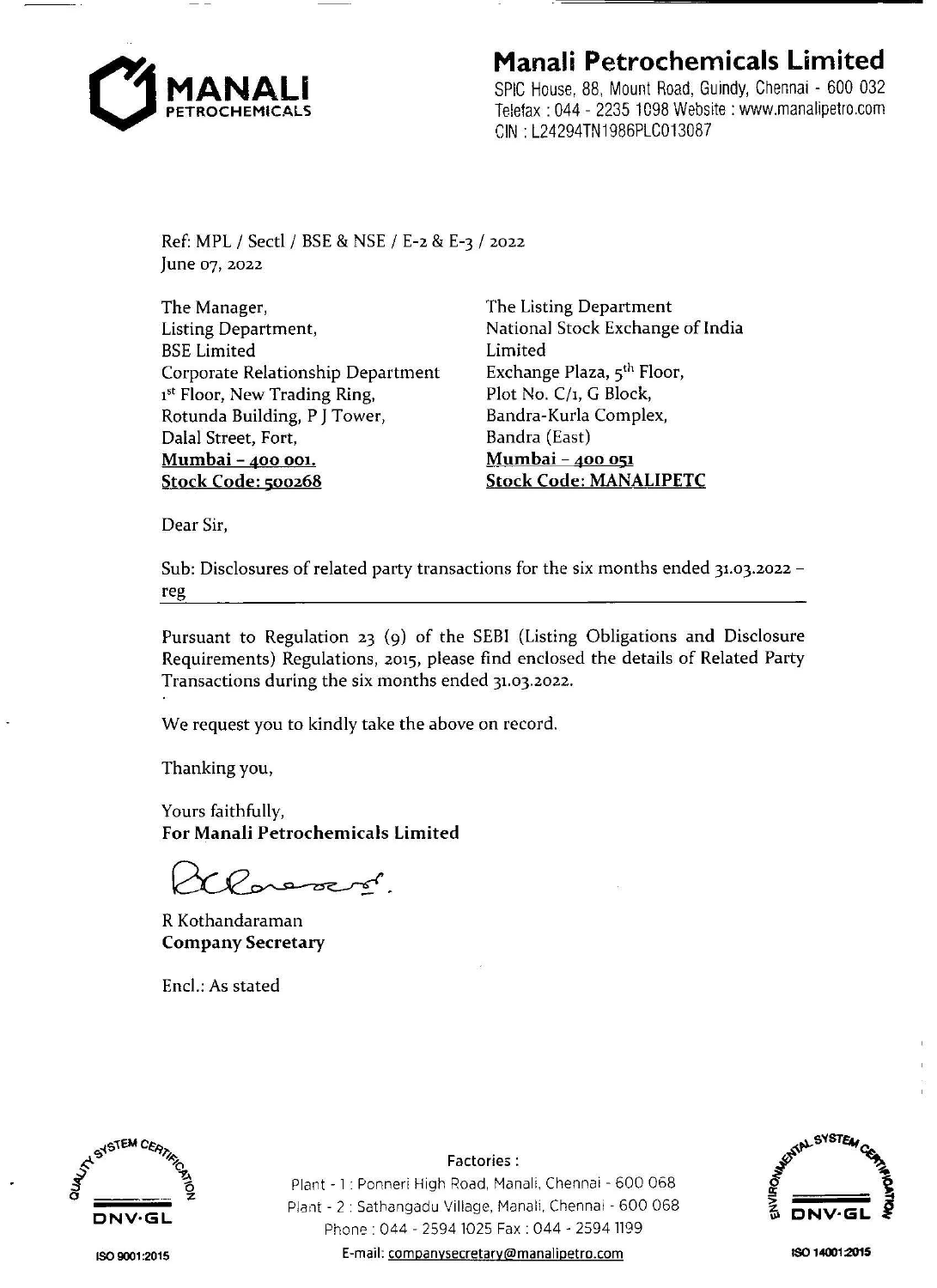# Manali Petrochemicals Limited

SPIC House, 88, Mount Road, Guindy, Chennai - 600 032
Telefax : 044 - 2235 1098 Website : www.manalipetro.com
CIN : L24294TN1986PLC013087

Ref: MPL / Sectl / BSE & NSE / E-2 & E-3 / 2022
June 07, 2022

The Manager,
Listing Department,
BSE Limited
Corporate Relationship Department
1st Floor, New Trading Ring,
Rotunda Building, P J Tower,
Dalal Street, Fort,
**Mumbai – 400 001.**
**Stock Code: 500268**

The Listing Department
National Stock Exchange of India Limited
Exchange Plaza, 5th Floor,
Plot No. C/1, G Block,
Bandra-Kurla Complex,
Bandra (East)
**Mumbai – 400 051**
**Stock Code: MANALIPETC**

Dear Sir,

Sub: Disclosures of related party transactions for the six months ended 31.03.2022 – reg

Pursuant to Regulation 23 (9) of the SEBI (Listing Obligations and Disclosure Requirements) Regulations, 2015, please find enclosed the details of Related Party Transactions during the six months ended 31.03.2022.

We request you to kindly take the above on record.

Thanking you,

Yours faithfully,
**For Manali Petrochemicals Limited**

R Kothandaraman
**Company Secretary**

Encl.: As stated

Factories :
Plant - 1 : Ponneri High Road, Manali, Chennai - 600 068
Plant - 2 : Sathangadu Village, Manali, Chennai - 600 068
Phone : 044 - 2594 1025 Fax : 044 - 2594 1199
E-mail: companysecretary@manalipetro.com

ISO 9001:2015 ISO 14001:2015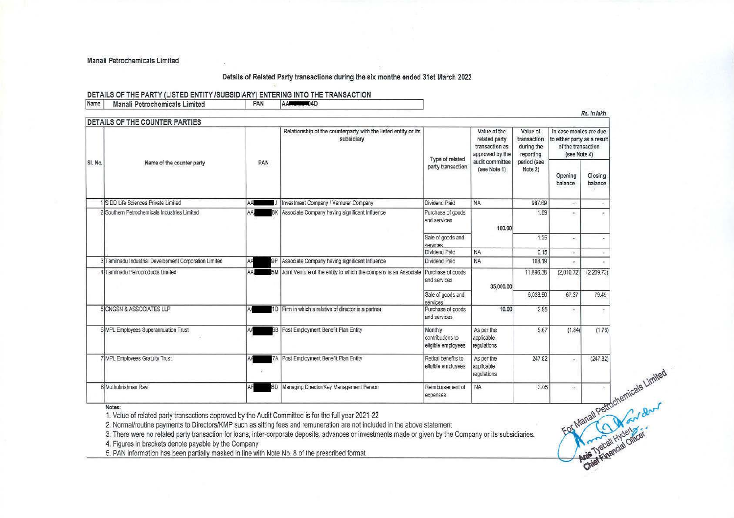Manali Petrochemicals Limited

## Details of Related Party transactions during the six months ended 31st March 2022

### DETAILS OF THE PARTY (LISTED ENTITY /SUBSIDIARY) ENTERING INTO THE TRANSACTION

| Name | Manali Petrochemicals Limited | PAN | AA■■■■■04D |
|---|---|---|---|

Rs. In lakh

### DETAILS OF THE COUNTER PARTIES

| Sl. No. | Name of the counter party | PAN | Relationship of the counterparty with the listed entity or its subsidiary | Type of related party transaction | Value of the related party transaction as approved by the audit committee (see Note 1) | Value of transaction during the reporting period (see Note 2) | In case monies are due to either party as a result of the transaction (see Note 4) | |
|---|---|---|---|---|---|---|---|---|
| | | | | | | | Opening balance | Closing balance |
| 1 | SIDD Life Sciences Private Limited | AA■■■■■J | Investment Company / Venturer Company | Dividend Paid | NA | 987.69 | - | - |
| 2 | Southern Petrochemicals Industries Limited | AA■■■■■6K | Associate Company having significant Influence | Purchase of goods and services | 100.00 | 1.69 | - | - |
| | | | | Sale of goods and services | | 1.25 | - | - |
| | | | | Dividend Paid | NA | 0.15 | - | - |
| 3 | Tamilnadu Industrial Development Corporation Limited | AA■■■■■9P | Associate Company having significant Influence | Dividend Paid | NA | 168.19 | - | - |
| 4 | Tamilnadu Petroproducts Limited | AA■■■■■5M | Joint Venture of the entity to which the company is an Associate | Purchase of goods and services | 35,000.00 | 11,896.38 | (2,010.72) | (2,209.73) |
| | | | | Sale of goods and services | | 6,038.90 | 67.37 | 79.45 |
| 5 | CNGSN & ASSOCIATES LLP | AA■■■■■1D | Firm in which a relative of director is a partner | Purchase of goods and services | 10.00 | 2.95 | - | - |
| 6 | MPL Employees Superannuation Trust | AA■■■■■6B | Post Employment Benefit Plan Entity | Monthly contributions to eligible employees | As per the applicable regulations | 9.67 | (1.84) | (1.76) |
| 7 | MPL Employees Gratuity Trust | AA■■■■■7A | Post Employment Benefit Plan Entity | Retiral benefits to eligible employees | As per the applicable regulations | 247.82 | - | (247.82) |
| 8 | Muthukrishnan Ravi | AF■■■■■6D | Managing Director/Key Management Person | Reimbursement of expenses | NA | 3.05 | - | - |

Notes:

1. Value of related party transactions approved by the Audit Committee is for the full year 2021-22
2. Normal/routine payments to Directors/KMP such as sitting fees and remuneration are not included in the above statement
3. There were no related party transaction for loans, inter-corporate deposits, advances or investments made or given by the Company or its subsidiaries.
4. Figures in brackets denote payable by the Company
5. PAN information has been partially masked in line with Note No. 8 of the prescribed format

For Manali Petrochemicals Limited

Anis Tyebali Hyderi
Chief Financial Officer